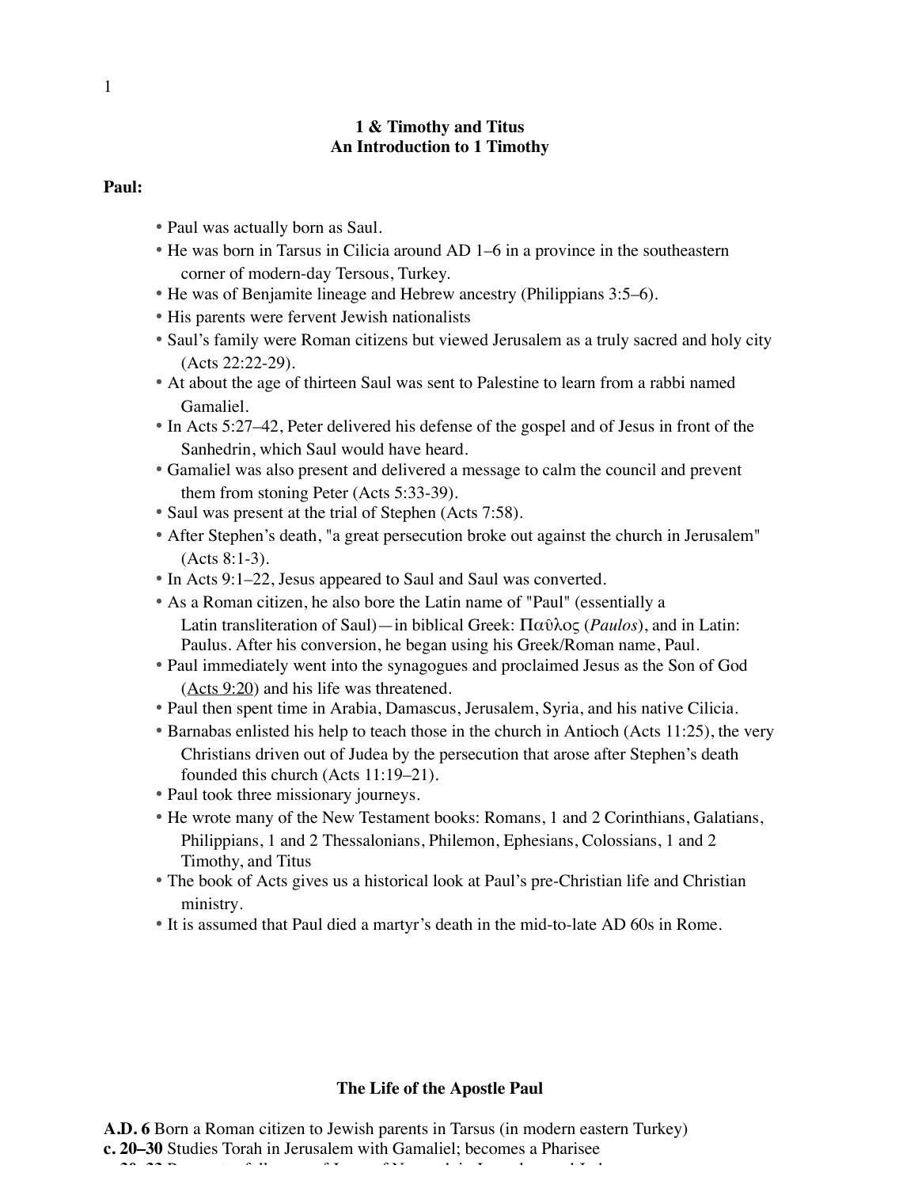# 1 & Timothy and Titus
## An Introduction to 1 Timothy

**Paul:**

- Paul was actually born as Saul.
- He was born in Tarsus in Cilicia around AD 1–6 in a province in the southeastern corner of modern-day Tersous, Turkey.
- He was of Benjamite lineage and Hebrew ancestry (Philippians 3:5–6).
- His parents were fervent Jewish nationalists
- Saul's family were Roman citizens but viewed Jerusalem as a truly sacred and holy city (Acts 22:22-29).
- At about the age of thirteen Saul was sent to Palestine to learn from a rabbi named Gamaliel.
- In Acts 5:27–42, Peter delivered his defense of the gospel and of Jesus in front of the Sanhedrin, which Saul would have heard.
- Gamaliel was also present and delivered a message to calm the council and prevent them from stoning Peter (Acts 5:33-39).
- Saul was present at the trial of Stephen (Acts 7:58).
- After Stephen's death, "a great persecution broke out against the church in Jerusalem" (Acts 8:1-3).
- In Acts 9:1–22, Jesus appeared to Saul and Saul was converted.
- As a Roman citizen, he also bore the Latin name of "Paul" (essentially a Latin transliteration of Saul)—in biblical Greek: Παῦλος (*Paulos*), and in Latin: Paulus. After his conversion, he began using his Greek/Roman name, Paul.
- Paul immediately went into the synagogues and proclaimed Jesus as the Son of God (Acts 9:20) and his life was threatened.
- Paul then spent time in Arabia, Damascus, Jerusalem, Syria, and his native Cilicia.
- Barnabas enlisted his help to teach those in the church in Antioch (Acts 11:25), the very Christians driven out of Judea by the persecution that arose after Stephen's death founded this church (Acts 11:19–21).
- Paul took three missionary journeys.
- He wrote many of the New Testament books: Romans, 1 and 2 Corinthians, Galatians, Philippians, 1 and 2 Thessalonians, Philemon, Ephesians, Colossians, 1 and 2 Timothy, and Titus
- The book of Acts gives us a historical look at Paul's pre-Christian life and Christian ministry.
- It is assumed that Paul died a martyr's death in the mid-to-late AD 60s in Rome.

## The Life of the Apostle Paul

**A.D. 6** Born a Roman citizen to Jewish parents in Tarsus (in modern eastern Turkey)
**c. 20–30** Studies Torah in Jerusalem with Gamaliel; becomes a Pharisee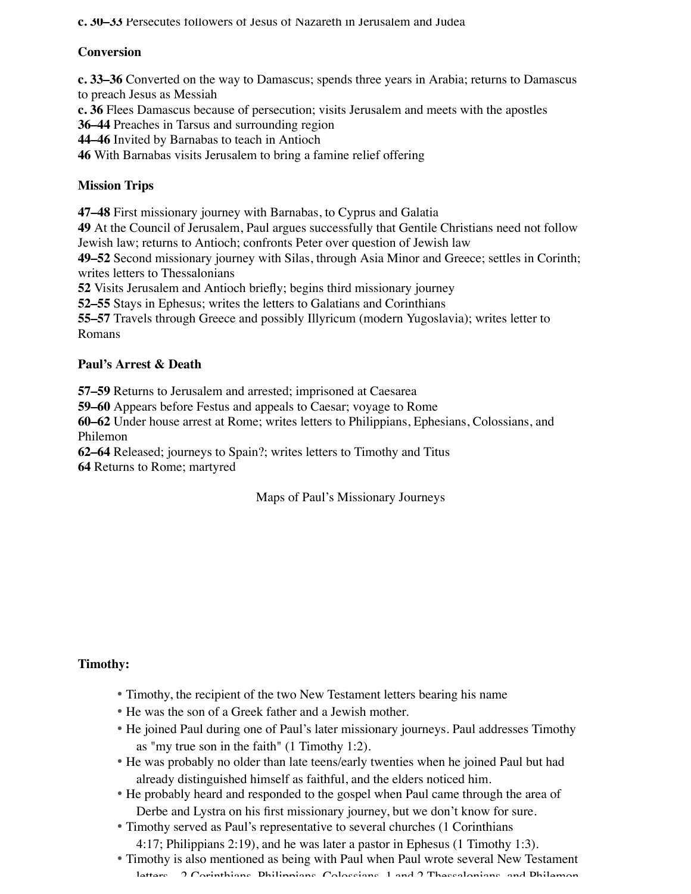**c. 30–33** Persecutes followers of Jesus of Nazareth in Jerusalem and Judea

**Conversion**

**c. 33–36** Converted on the way to Damascus; spends three years in Arabia; returns to Damascus to preach Jesus as Messiah
**c. 36** Flees Damascus because of persecution; visits Jerusalem and meets with the apostles
**36–44** Preaches in Tarsus and surrounding region
**44–46** Invited by Barnabas to teach in Antioch
**46** With Barnabas visits Jerusalem to bring a famine relief offering

**Mission Trips**

**47–48** First missionary journey with Barnabas, to Cyprus and Galatia
**49** At the Council of Jerusalem, Paul argues successfully that Gentile Christians need not follow Jewish law; returns to Antioch; confronts Peter over question of Jewish law
**49–52** Second missionary journey with Silas, through Asia Minor and Greece; settles in Corinth; writes letters to Thessalonians
**52** Visits Jerusalem and Antioch briefly; begins third missionary journey
**52–55** Stays in Ephesus; writes the letters to Galatians and Corinthians
**55–57** Travels through Greece and possibly Illyricum (modern Yugoslavia); writes letter to Romans

**Paul's Arrest & Death**

**57–59** Returns to Jerusalem and arrested; imprisoned at Caesarea
**59–60** Appears before Festus and appeals to Caesar; voyage to Rome
**60–62** Under house arrest at Rome; writes letters to Philippians, Ephesians, Colossians, and Philemon
**62–64** Released; journeys to Spain?; writes letters to Timothy and Titus
**64** Returns to Rome; martyred

Maps of Paul's Missionary Journeys

**Timothy:**

- Timothy, the recipient of the two New Testament letters bearing his name
- He was the son of a Greek father and a Jewish mother.
- He joined Paul during one of Paul's later missionary journeys. Paul addresses Timothy as "my true son in the faith" (1 Timothy 1:2).
- He was probably no older than late teens/early twenties when he joined Paul but had already distinguished himself as faithful, and the elders noticed him.
- He probably heard and responded to the gospel when Paul came through the area of Derbe and Lystra on his first missionary journey, but we don't know for sure.
- Timothy served as Paul's representative to several churches (1 Corinthians 4:17; Philippians 2:19), and he was later a pastor in Ephesus (1 Timothy 1:3).
- Timothy is also mentioned as being with Paul when Paul wrote several New Testament letters—2 Corinthians, Philippians, Colossians, 1 and 2 Thessalonians, and Philemon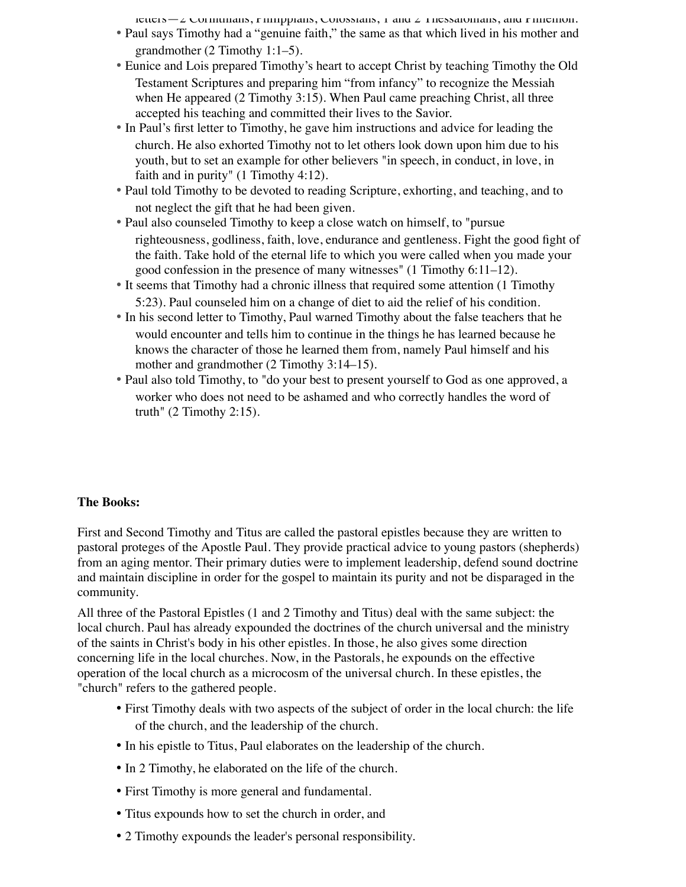letters—2 Corinthians, Philippians, Colossians, 1 and 2 Thessalonians, and Philemon.

- Paul says Timothy had a “genuine faith,” the same as that which lived in his mother and grandmother (2 Timothy 1:1–5).
- Eunice and Lois prepared Timothy’s heart to accept Christ by teaching Timothy the Old Testament Scriptures and preparing him “from infancy” to recognize the Messiah when He appeared (2 Timothy 3:15). When Paul came preaching Christ, all three accepted his teaching and committed their lives to the Savior.
- In Paul’s first letter to Timothy, he gave him instructions and advice for leading the church. He also exhorted Timothy not to let others look down upon him due to his youth, but to set an example for other believers "in speech, in conduct, in love, in faith and in purity" (1 Timothy 4:12).
- Paul told Timothy to be devoted to reading Scripture, exhorting, and teaching, and to not neglect the gift that he had been given.
- Paul also counseled Timothy to keep a close watch on himself, to "pursue righteousness, godliness, faith, love, endurance and gentleness. Fight the good fight of the faith. Take hold of the eternal life to which you were called when you made your good confession in the presence of many witnesses" (1 Timothy 6:11–12).
- It seems that Timothy had a chronic illness that required some attention (1 Timothy 5:23). Paul counseled him on a change of diet to aid the relief of his condition.
- In his second letter to Timothy, Paul warned Timothy about the false teachers that he would encounter and tells him to continue in the things he has learned because he knows the character of those he learned them from, namely Paul himself and his mother and grandmother (2 Timothy 3:14–15).
- Paul also told Timothy, to "do your best to present yourself to God as one approved, a worker who does not need to be ashamed and who correctly handles the word of truth" (2 Timothy 2:15).

**The Books:**

First and Second Timothy and Titus are called the pastoral epistles because they are written to pastoral proteges of the Apostle Paul. They provide practical advice to young pastors (shepherds) from an aging mentor. Their primary duties were to implement leadership, defend sound doctrine and maintain discipline in order for the gospel to maintain its purity and not be disparaged in the community.

All three of the Pastoral Epistles (1 and 2 Timothy and Titus) deal with the same subject: the local church. Paul has already expounded the doctrines of the church universal and the ministry of the saints in Christ's body in his other epistles. In those, he also gives some direction concerning life in the local churches. Now, in the Pastorals, he expounds on the effective operation of the local church as a microcosm of the universal church. In these epistles, the "church" refers to the gathered people.

- First Timothy deals with two aspects of the subject of order in the local church: the life of the church, and the leadership of the church.
- In his epistle to Titus, Paul elaborates on the leadership of the church.
- In 2 Timothy, he elaborated on the life of the church.
- First Timothy is more general and fundamental.
- Titus expounds how to set the church in order, and
- 2 Timothy expounds the leader's personal responsibility.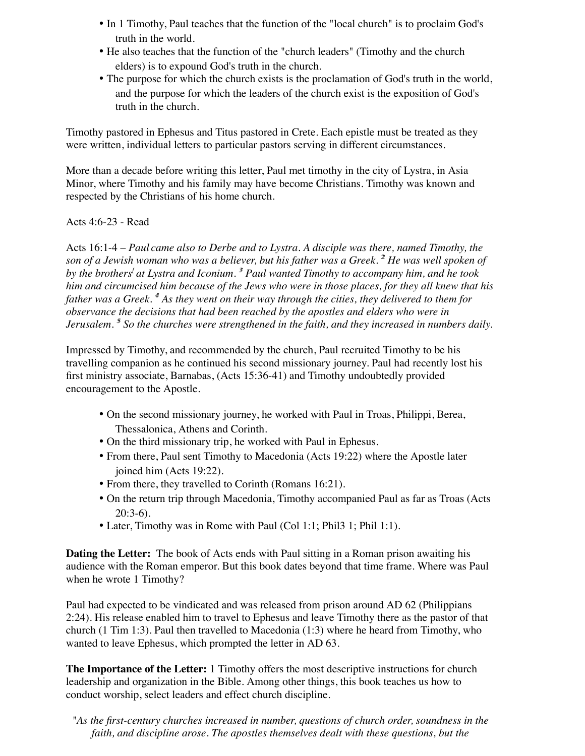- In 1 Timothy, Paul teaches that the function of the "local church" is to proclaim God's truth in the world.
- He also teaches that the function of the "church leaders" (Timothy and the church elders) is to expound God's truth in the church.
- The purpose for which the church exists is the proclamation of God's truth in the world, and the purpose for which the leaders of the church exist is the exposition of God's truth in the church.

Timothy pastored in Ephesus and Titus pastored in Crete. Each epistle must be treated as they were written, individual letters to particular pastors serving in different circumstances.

More than a decade before writing this letter, Paul met timothy in the city of Lystra, in Asia Minor, where Timothy and his family may have become Christians. Timothy was known and respected by the Christians of his home church.

Acts 4:6-23 - Read

Acts 16:1-4 – *Paul came also to Derbe and to Lystra. A disciple was there, named Timothy, the son of a Jewish woman who was a believer, but his father was a Greek.* [2] *He was well spoken of by the brothers* *at Lystra and Iconium.* [3] *Paul wanted Timothy to accompany him, and he took him and circumcised him because of the Jews who were in those places, for they all knew that his father was a Greek.* [4] *As they went on their way through the cities, they delivered to them for observance the decisions that had been reached by the apostles and elders who were in Jerusalem.* [5] *So the churches were strengthened in the faith, and they increased in numbers daily.*

Impressed by Timothy, and recommended by the church, Paul recruited Timothy to be his travelling companion as he continued his second missionary journey. Paul had recently lost his first ministry associate, Barnabas, (Acts 15:36-41) and Timothy undoubtedly provided encouragement to the Apostle.

- On the second missionary journey, he worked with Paul in Troas, Philippi, Berea, Thessalonica, Athens and Corinth.
- On the third missionary trip, he worked with Paul in Ephesus.
- From there, Paul sent Timothy to Macedonia (Acts 19:22) where the Apostle later joined him (Acts 19:22).
- From there, they travelled to Corinth (Romans 16:21).
- On the return trip through Macedonia, Timothy accompanied Paul as far as Troas (Acts 20:3-6).
- Later, Timothy was in Rome with Paul (Col 1:1; Phil3 1; Phil 1:1).

**Dating the Letter:** The book of Acts ends with Paul sitting in a Roman prison awaiting his audience with the Roman emperor. But this book dates beyond that time frame. Where was Paul when he wrote 1 Timothy?

Paul had expected to be vindicated and was released from prison around AD 62 (Philippians 2:24). His release enabled him to travel to Ephesus and leave Timothy there as the pastor of that church (1 Tim 1:3). Paul then travelled to Macedonia (1:3) where he heard from Timothy, who wanted to leave Ephesus, which prompted the letter in AD 63.

**The Importance of the Letter:** 1 Timothy offers the most descriptive instructions for church leadership and organization in the Bible. Among other things, this book teaches us how to conduct worship, select leaders and effect church discipline.

*"As the first-century churches increased in number, questions of church order, soundness in the faith, and discipline arose. The apostles themselves dealt with these questions, but the*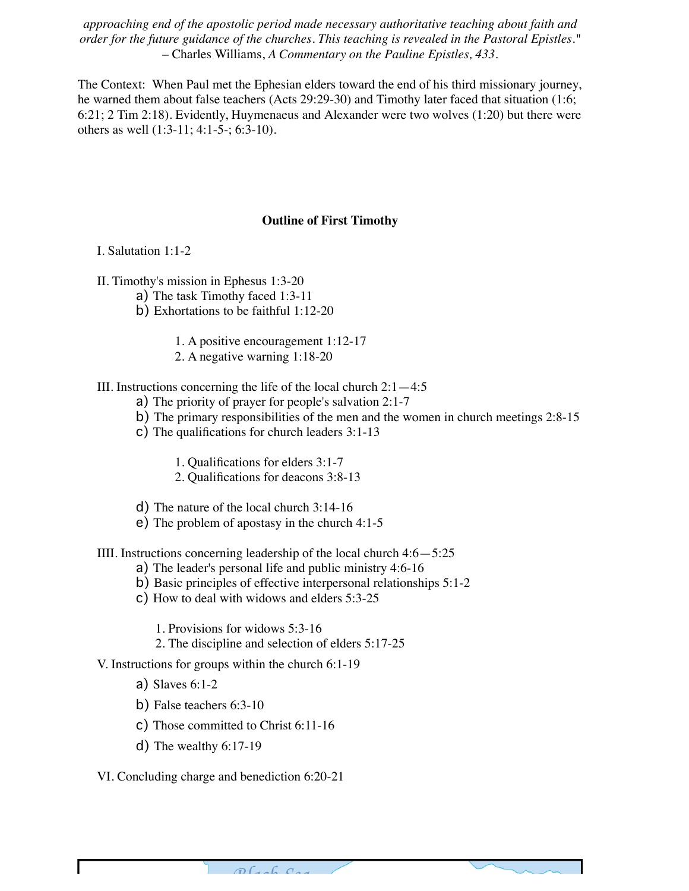*approaching end of the apostolic period made necessary authoritative teaching about faith and order for the future guidance of the churches. This teaching is revealed in the Pastoral Epistles.*" – Charles Williams, *A Commentary on the Pauline Epistles, 433*.

The Context: When Paul met the Ephesian elders toward the end of his third missionary journey, he warned them about false teachers (Acts 29:29-30) and Timothy later faced that situation (1:6; 6:21; 2 Tim 2:18). Evidently, Huymenaeus and Alexander were two wolves (1:20) but there were others as well (1:3-11; 4:1-5-; 6:3-10).

**Outline of First Timothy**

I. Salutation 1:1-2

II. Timothy's mission in Ephesus 1:3-20

- a) The task Timothy faced 1:3-11
- b) Exhortations to be faithful 1:12-20
  1. A positive encouragement 1:12-17
  2. A negative warning 1:18-20

III. Instructions concerning the life of the local church 2:1—4:5

- a) The priority of prayer for people's salvation 2:1-7
- b) The primary responsibilities of the men and the women in church meetings 2:8-15
- c) The qualifications for church leaders 3:1-13
  1. Qualifications for elders 3:1-7
  2. Qualifications for deacons 3:8-13
- d) The nature of the local church 3:14-16
- e) The problem of apostasy in the church 4:1-5

IIII. Instructions concerning leadership of the local church 4:6—5:25

- a) The leader's personal life and public ministry 4:6-16
- b) Basic principles of effective interpersonal relationships 5:1-2
- c) How to deal with widows and elders 5:3-25
  1. Provisions for widows 5:3-16
  2. The discipline and selection of elders 5:17-25

V. Instructions for groups within the church 6:1-19

- a) Slaves 6:1-2
- b) False teachers 6:3-10
- c) Those committed to Christ 6:11-16
- d) The wealthy 6:17-19

VI. Concluding charge and benediction 6:20-21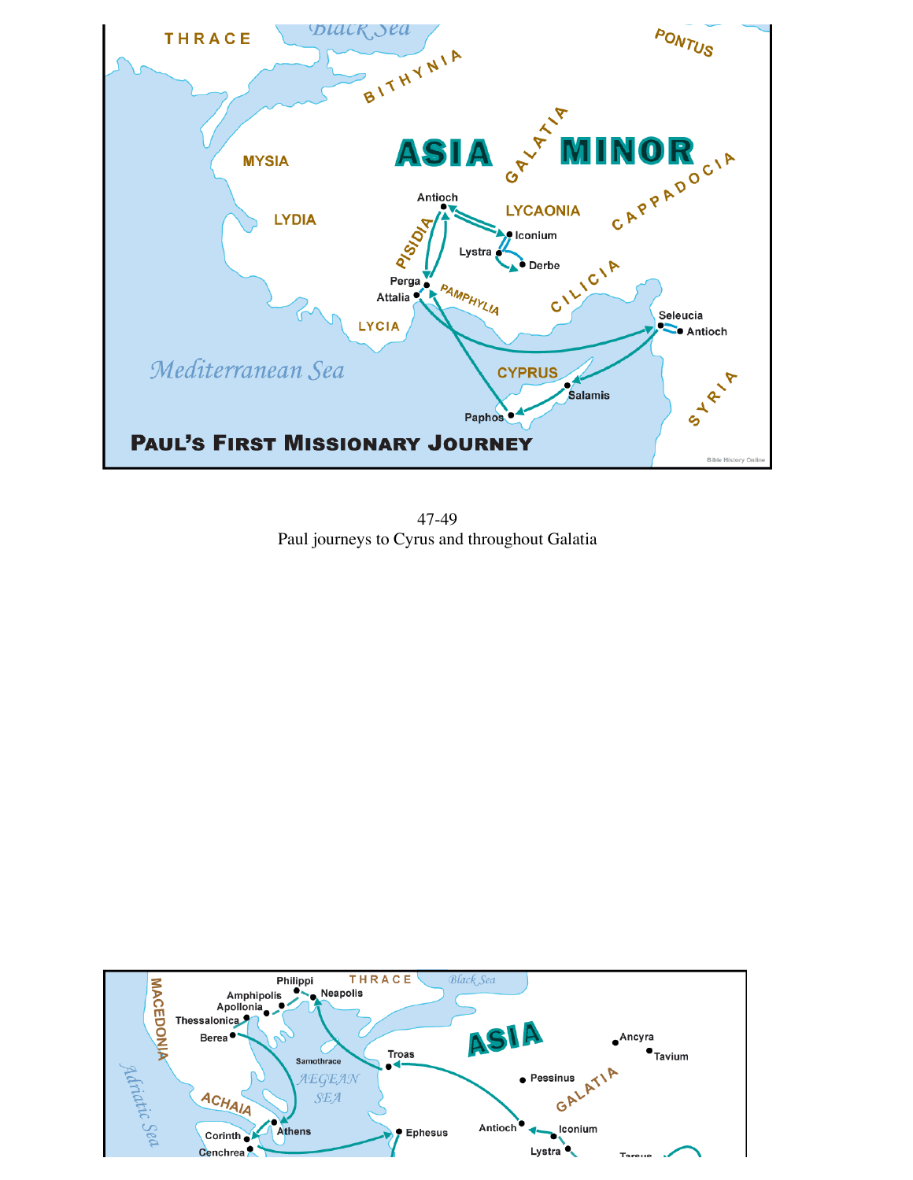47-49
Paul journeys to Cyrus and throughout Galatia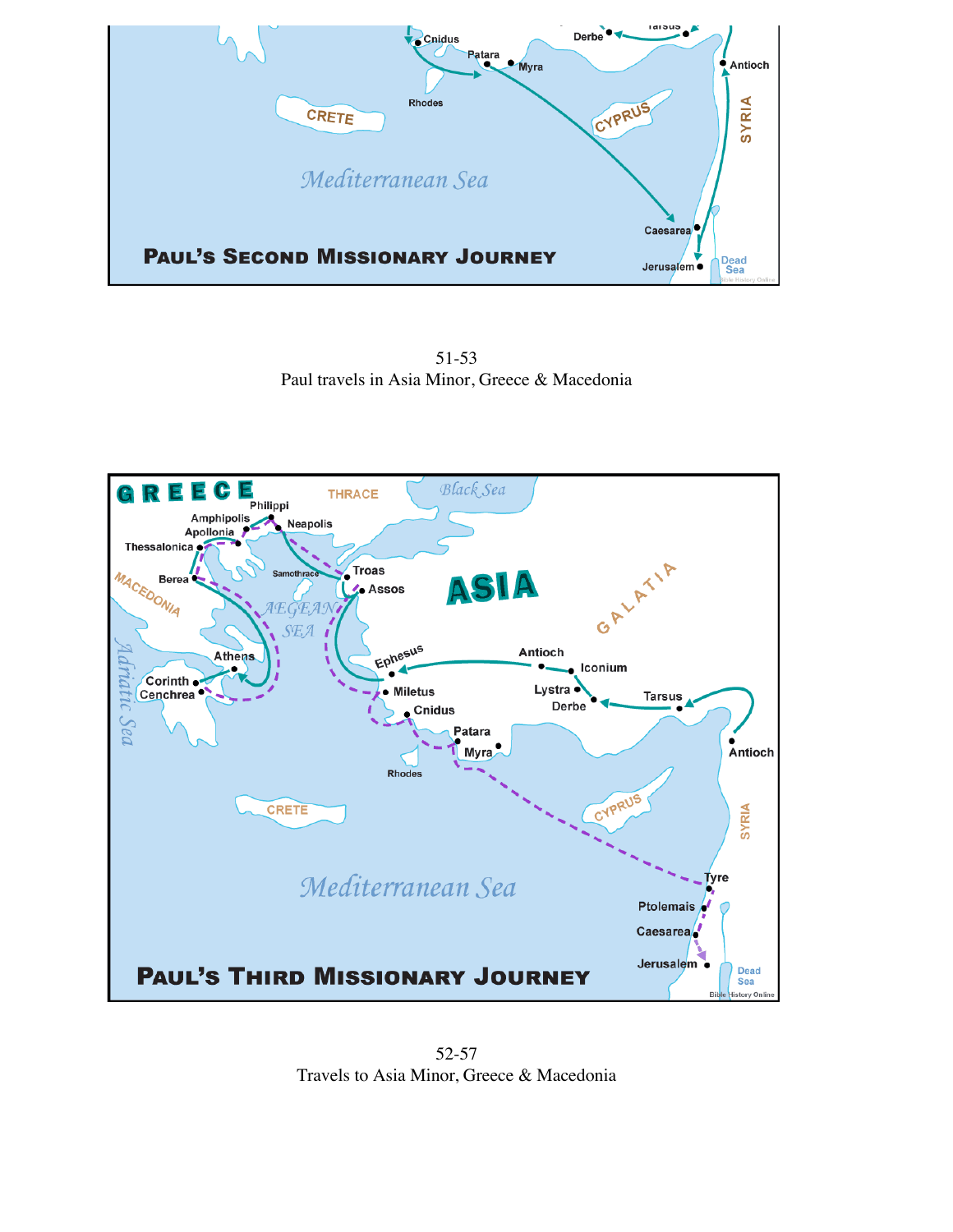Cnidus
Patara
Myra
Rhodes
Derbe
Tarsus
Antioch
CRETE
CYPRUS
SYRIA
Mediterranean Sea
Caesarea
Jerusalem
Dead Sea
PAUL'S SECOND MISSIONARY JOURNEY
Bible History Online

51-53
Paul travels in Asia Minor, Greece & Macedonia

GREECE
THRACE
Black Sea
Philippi
Amphipolis
Apollonia
Neapolis
Thessalonica
Samothrace
Troas
Assos
Berea
MACEDONIA
AEGEAN SEA
ASIA
GALATIA
Athens
Adriatic Sea
Corinth
Cenchrea
Ephesus
Antioch
Iconium
Miletus
Lystra
Derbe
Tarsus
Antioch
Cnidus
Patara
Myra
Rhodes
CRETE
CYPRUS
SYRIA
Mediterranean Sea
Tyre
Ptolemais
Caesarea
Jerusalem
Dead Sea
PAUL'S THIRD MISSIONARY JOURNEY
Bible History Online

52-57
Travels to Asia Minor, Greece & Macedonia